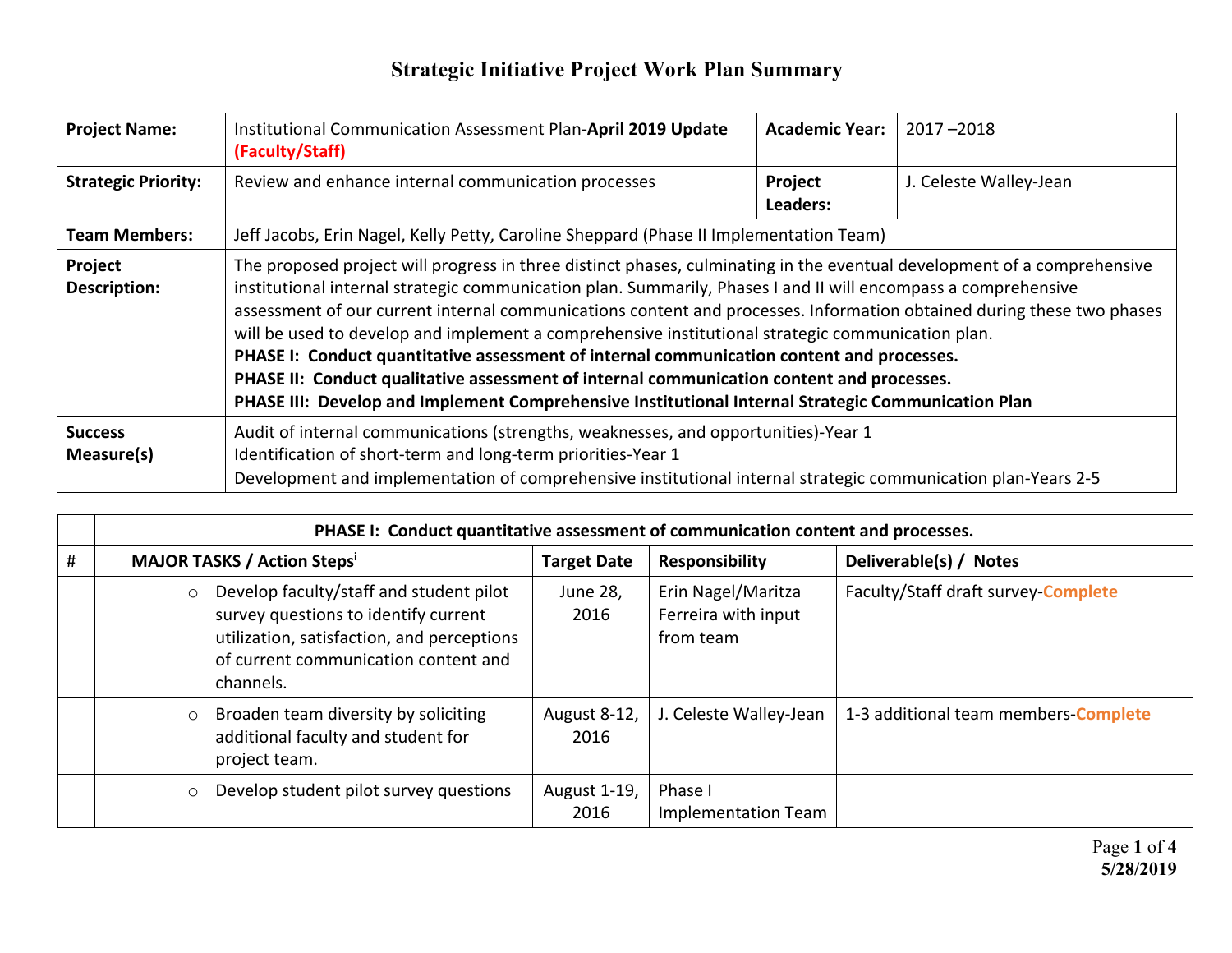# Strategic Initiative Project Work Plan Summary

| **Project Name:** | Institutional Communication Assessment Plan-**April 2019 Update (Faculty/Staff)** | **Academic Year:** | 2017 –2018 |
|---|---|---|---|
| **Strategic Priority:** | Review and enhance internal communication processes | **Project Leaders:** | J. Celeste Walley-Jean |
| **Team Members:** | Jeff Jacobs, Erin Nagel, Kelly Petty, Caroline Sheppard (Phase II Implementation Team) | | |
| **Project Description:** | The proposed project will progress in three distinct phases, culminating in the eventual development of a comprehensive institutional internal strategic communication plan. Summarily, Phases I and II will encompass a comprehensive assessment of our current internal communications content and processes. Information obtained during these two phases will be used to develop and implement a comprehensive institutional strategic communication plan.<br>**PHASE I: Conduct quantitative assessment of internal communication content and processes.**<br>**PHASE II: Conduct qualitative assessment of internal communication content and processes.**<br>**PHASE III: Develop and Implement Comprehensive Institutional Internal Strategic Communication Plan** | | |
| **Success Measure(s)** | Audit of internal communications (strengths, weaknesses, and opportunities)-Year 1<br>Identification of short-term and long-term priorities-Year 1<br>Development and implementation of comprehensive institutional internal strategic communication plan-Years 2-5 | | |

| | **PHASE I: Conduct quantitative assessment of communication content and processes.** | | | |
|---|---|---|---|---|
| **#** | **MAJOR TASKS / Action Steps**[i] | **Target Date** | **Responsibility** | **Deliverable(s) / Notes** |
| | ○ Develop faculty/staff and student pilot survey questions to identify current utilization, satisfaction, and perceptions of current communication content and channels. | June 28, 2016 | Erin Nagel/Maritza Ferreira with input from team | Faculty/Staff draft survey-**Complete** |
| | ○ Broaden team diversity by soliciting additional faculty and student for project team. | August 8-12, 2016 | J. Celeste Walley-Jean | 1-3 additional team members-**Complete** |
| | ○ Develop student pilot survey questions | August 1-19, 2016 | Phase I Implementation Team | |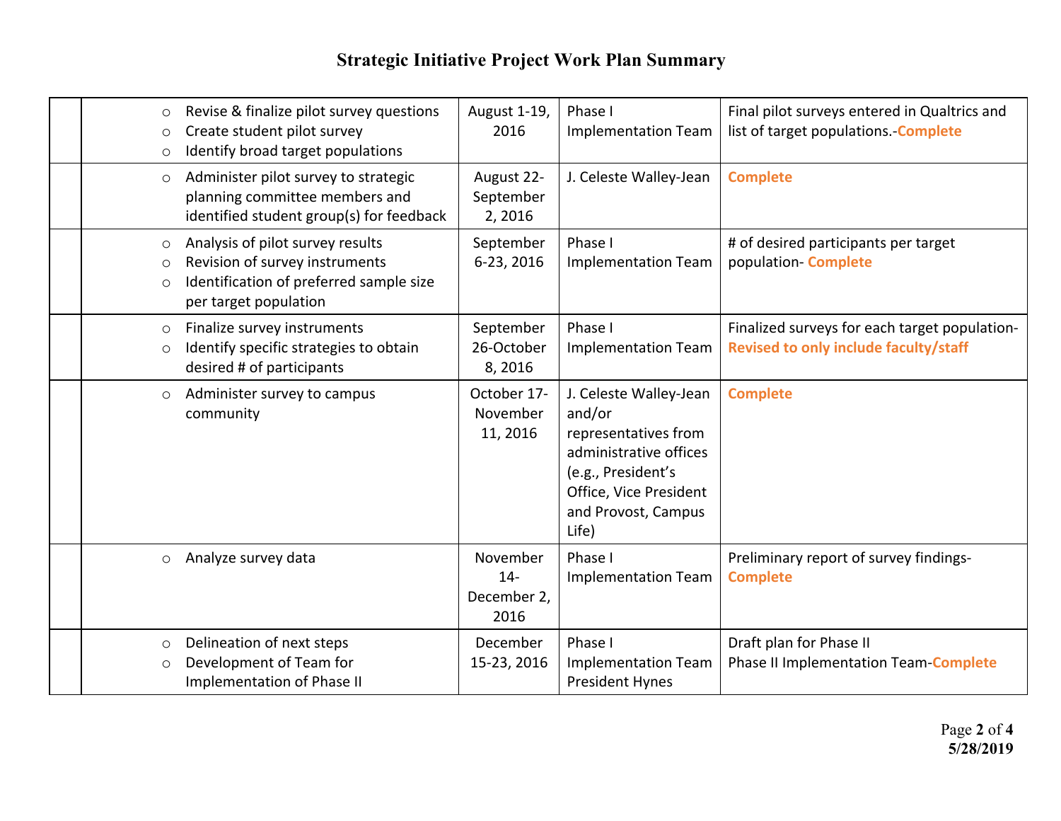# Strategic Initiative Project Work Plan Summary

| | | | | |
|---|---|---|---|---|
| | ○ Revise & finalize pilot survey questions<br>○ Create student pilot survey<br>○ Identify broad target populations | August 1-19, 2016 | Phase I Implementation Team | Final pilot surveys entered in Qualtrics and list of target populations.-**Complete** |
| | ○ Administer pilot survey to strategic planning committee members and identified student group(s) for feedback | August 22-September 2, 2016 | J. Celeste Walley-Jean | **Complete** |
| | ○ Analysis of pilot survey results<br>○ Revision of survey instruments<br>○ Identification of preferred sample size per target population | September 6-23, 2016 | Phase I Implementation Team | # of desired participants per target population- **Complete** |
| | ○ Finalize survey instruments<br>○ Identify specific strategies to obtain desired # of participants | September 26-October 8, 2016 | Phase I Implementation Team | Finalized surveys for each target population-**Revised to only include faculty/staff** |
| | ○ Administer survey to campus community | October 17-November 11, 2016 | J. Celeste Walley-Jean and/or representatives from administrative offices (e.g., President's Office, Vice President and Provost, Campus Life) | **Complete** |
| | ○ Analyze survey data | November 14-December 2, 2016 | Phase I Implementation Team | Preliminary report of survey findings-**Complete** |
| | ○ Delineation of next steps<br>○ Development of Team for Implementation of Phase II | December 15-23, 2016 | Phase I Implementation Team<br>President Hynes | Draft plan for Phase II<br>Phase II Implementation Team-**Complete** |

**5/28/2019**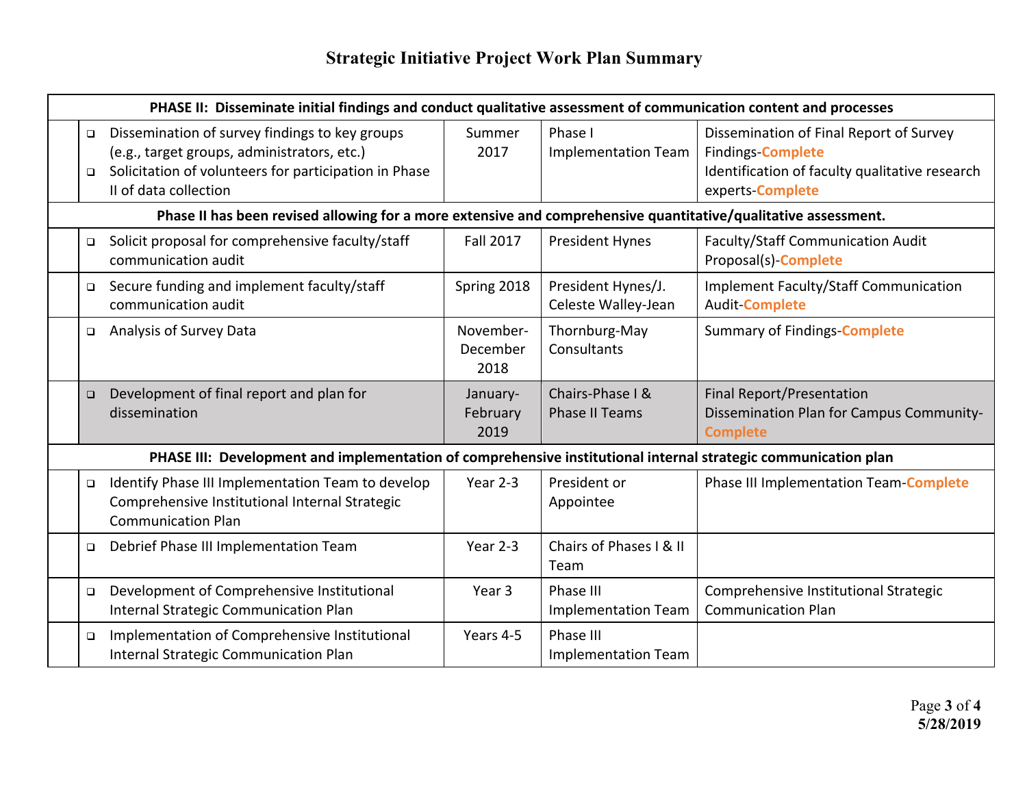# Strategic Initiative Project Work Plan Summary

| | Task | Timeline | Responsible | Outcome/Status |
|---|---|---|---|---|
| **PHASE II: Disseminate initial findings and conduct qualitative assessment of communication content and processes** | | | | |
| | ❑ Dissemination of survey findings to key groups (e.g., target groups, administrators, etc.)<br>❑ Solicitation of volunteers for participation in Phase II of data collection | Summer 2017 | Phase I Implementation Team | Dissemination of Final Report of Survey Findings-**Complete**<br>Identification of faculty qualitative research experts-**Complete** |
| **Phase II has been revised allowing for a more extensive and comprehensive quantitative/qualitative assessment.** | | | | |
| | ❑ Solicit proposal for comprehensive faculty/staff communication audit | Fall 2017 | President Hynes | Faculty/Staff Communication Audit Proposal(s)-**Complete** |
| | ❑ Secure funding and implement faculty/staff communication audit | Spring 2018 | President Hynes/J. Celeste Walley-Jean | Implement Faculty/Staff Communication Audit-**Complete** |
| | ❑ Analysis of Survey Data | November-December 2018 | Thornburg-May Consultants | Summary of Findings-**Complete** |
| | ❑ Development of final report and plan for dissemination | January-February 2019 | Chairs-Phase I & Phase II Teams | Final Report/Presentation<br>Dissemination Plan for Campus Community-**Complete** |
| **PHASE III: Development and implementation of comprehensive institutional internal strategic communication plan** | | | | |
| | ❑ Identify Phase III Implementation Team to develop Comprehensive Institutional Internal Strategic Communication Plan | Year 2-3 | President or Appointee | Phase III Implementation Team-**Complete** |
| | ❑ Debrief Phase III Implementation Team | Year 2-3 | Chairs of Phases I & II Team | |
| | ❑ Development of Comprehensive Institutional Internal Strategic Communication Plan | Year 3 | Phase III Implementation Team | Comprehensive Institutional Strategic Communication Plan |
| | ❑ Implementation of Comprehensive Institutional Internal Strategic Communication Plan | Years 4-5 | Phase III Implementation Team | |

5/28/2019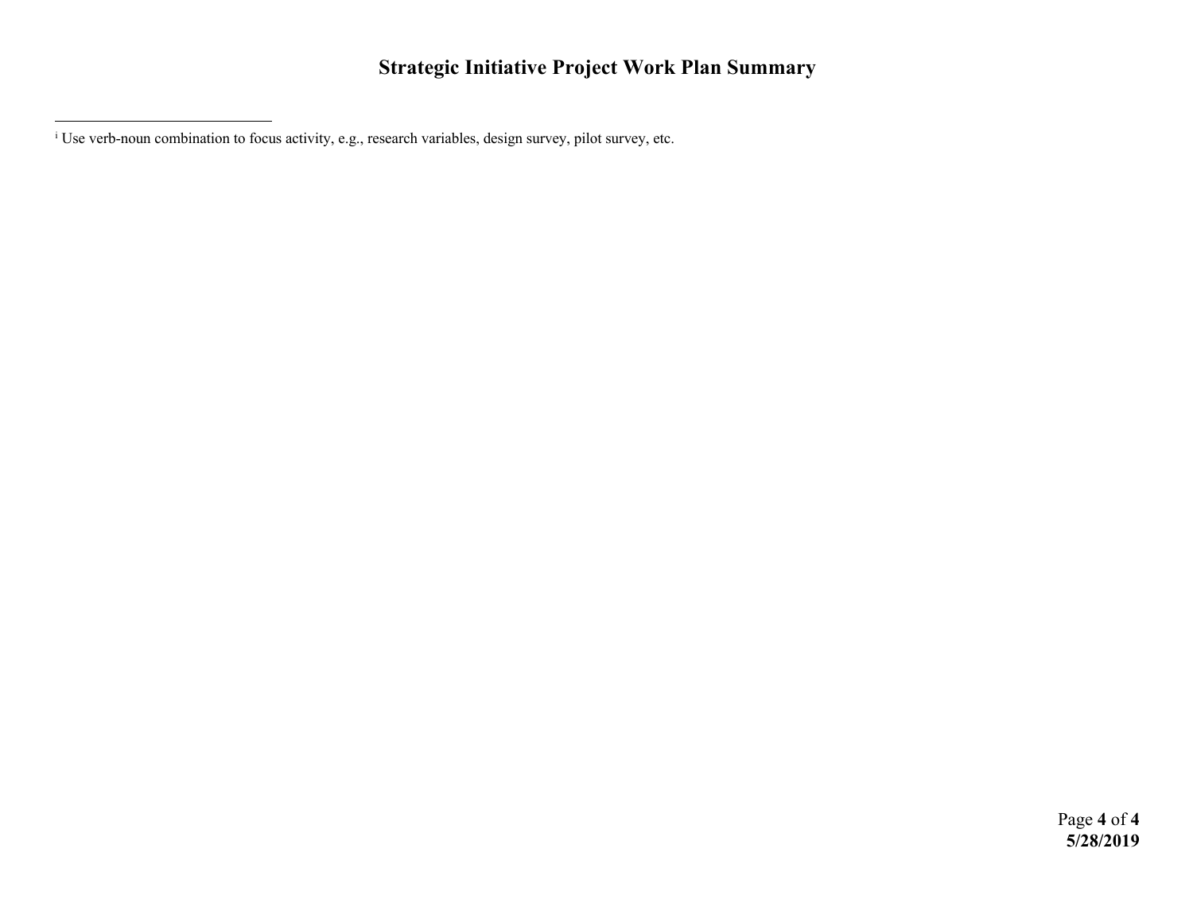[i] Use verb-noun combination to focus activity, e.g., research variables, design survey, pilot survey, etc.